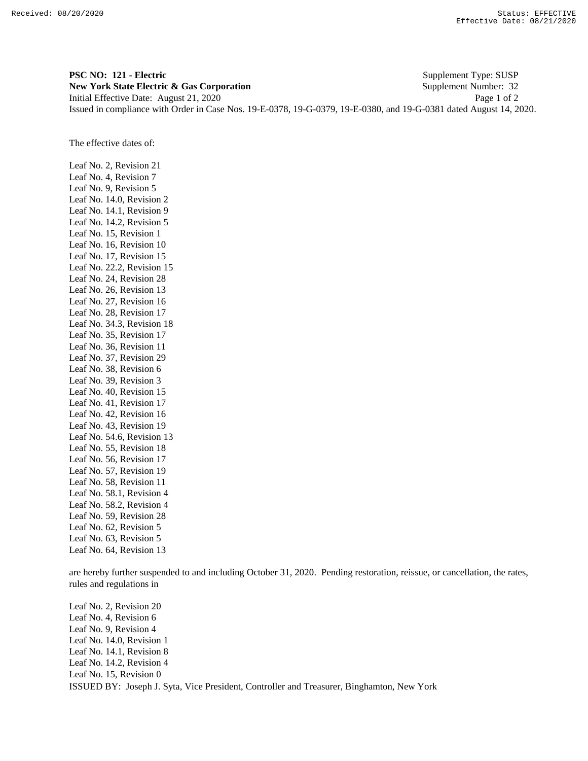**PSC NO: 121 - Electric** Supplement Type: SUSP

**New York State Electric & Gas Corporation** Supplement Number: 32

Initial Effective Date: August 21, 2020

Issued in compliance with Order in Case Nos. 19-E-0378, 19-G-0379, 19-E-0380, and 19-G-0381 dated August 14, 2020.

The effective dates of:

Leaf No. 2, Revision 21
Leaf No. 4, Revision 7
Leaf No. 9, Revision 5
Leaf No. 14.0, Revision 2
Leaf No. 14.1, Revision 9
Leaf No. 14.2, Revision 5
Leaf No. 15, Revision 1
Leaf No. 16, Revision 10
Leaf No. 17, Revision 15
Leaf No. 22.2, Revision 15
Leaf No. 24, Revision 28
Leaf No. 26, Revision 13
Leaf No. 27, Revision 16
Leaf No. 28, Revision 17
Leaf No. 34.3, Revision 18
Leaf No. 35, Revision 17
Leaf No. 36, Revision 11
Leaf No. 37, Revision 29
Leaf No. 38, Revision 6
Leaf No. 39, Revision 3
Leaf No. 40, Revision 15
Leaf No. 41, Revision 17
Leaf No. 42, Revision 16
Leaf No. 43, Revision 19
Leaf No. 54.6, Revision 13
Leaf No. 55, Revision 18
Leaf No. 56, Revision 17
Leaf No. 57, Revision 19
Leaf No. 58, Revision 11
Leaf No. 58.1, Revision 4
Leaf No. 58.2, Revision 4
Leaf No. 59, Revision 28
Leaf No. 62, Revision 5
Leaf No. 63, Revision 5
Leaf No. 64, Revision 13

are hereby further suspended to and including October 31, 2020. Pending restoration, reissue, or cancellation, the rates, rules and regulations in

Leaf No. 2, Revision 20
Leaf No. 4, Revision 6
Leaf No. 9, Revision 4
Leaf No. 14.0, Revision 1
Leaf No. 14.1, Revision 8
Leaf No. 14.2, Revision 4
Leaf No. 15, Revision 0

ISSUED BY: Joseph J. Syta, Vice President, Controller and Treasurer, Binghamton, New York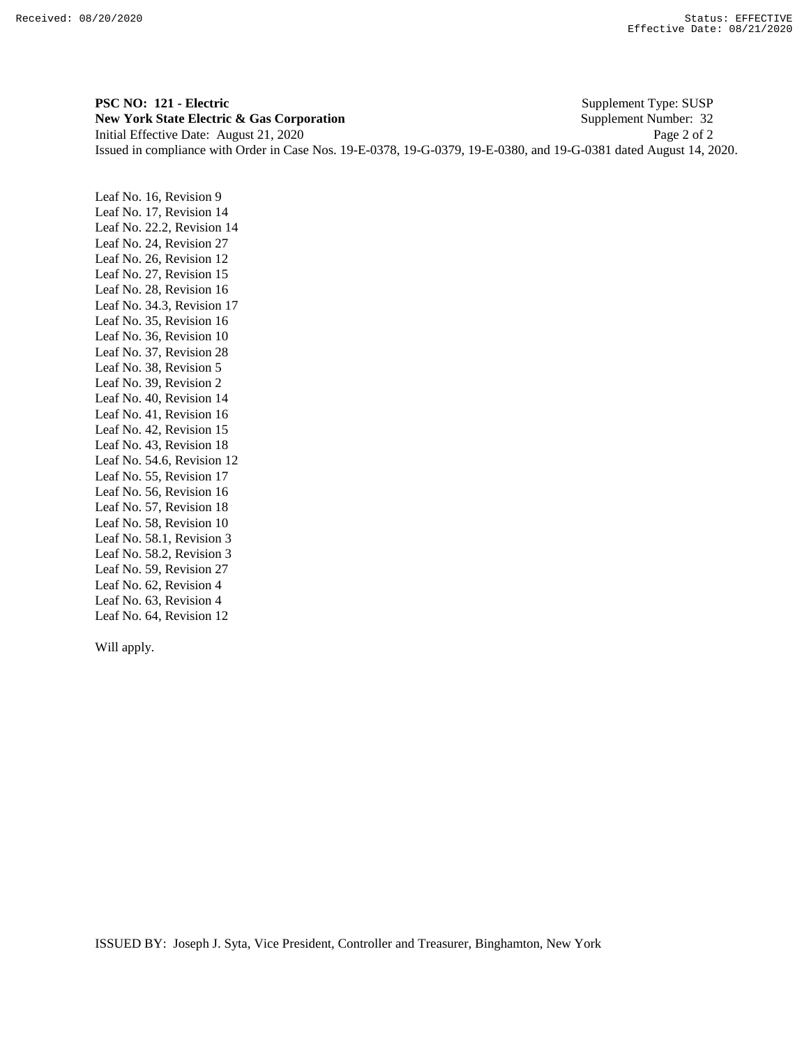**PSC NO: 121 - Electric** Supplement Type: SUSP
**New York State Electric & Gas Corporation** Supplement Number: 32
Initial Effective Date: August 21, 2020
Issued in compliance with Order in Case Nos. 19-E-0378, 19-G-0379, 19-E-0380, and 19-G-0381 dated August 14, 2020.

Leaf No. 16, Revision 9
Leaf No. 17, Revision 14
Leaf No. 22.2, Revision 14
Leaf No. 24, Revision 27
Leaf No. 26, Revision 12
Leaf No. 27, Revision 15
Leaf No. 28, Revision 16
Leaf No. 34.3, Revision 17
Leaf No. 35, Revision 16
Leaf No. 36, Revision 10
Leaf No. 37, Revision 28
Leaf No. 38, Revision 5
Leaf No. 39, Revision 2
Leaf No. 40, Revision 14
Leaf No. 41, Revision 16
Leaf No. 42, Revision 15
Leaf No. 43, Revision 18
Leaf No. 54.6, Revision 12
Leaf No. 55, Revision 17
Leaf No. 56, Revision 16
Leaf No. 57, Revision 18
Leaf No. 58, Revision 10
Leaf No. 58.1, Revision 3
Leaf No. 58.2, Revision 3
Leaf No. 59, Revision 27
Leaf No. 62, Revision 4
Leaf No. 63, Revision 4
Leaf No. 64, Revision 12

Will apply.

ISSUED BY: Joseph J. Syta, Vice President, Controller and Treasurer, Binghamton, New York